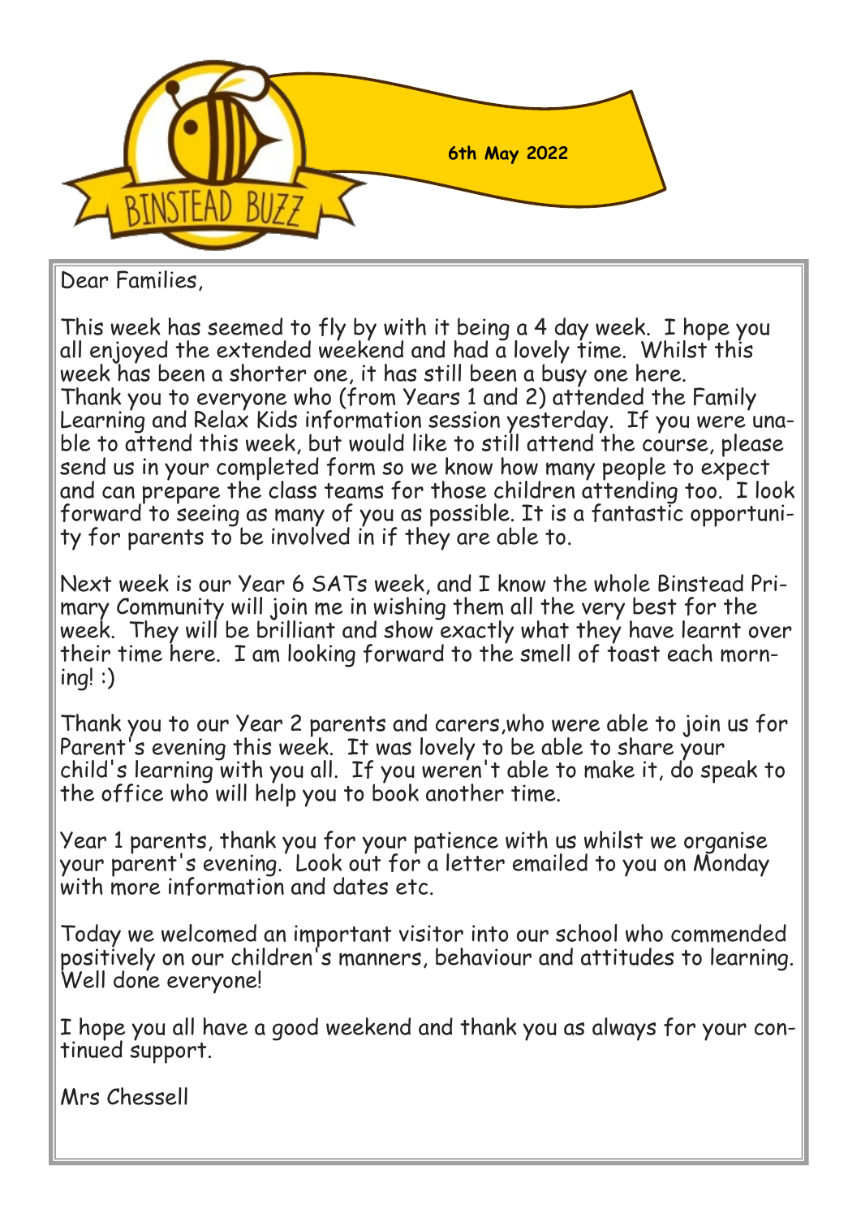# BINSTEAD BUZZ

**6th May 2022**

Dear Families,

This week has seemed to fly by with it being a 4 day week. I hope you all enjoyed the extended weekend and had a lovely time. Whilst this week has been a shorter one, it has still been a busy one here. Thank you to everyone who (from Years 1 and 2) attended the Family Learning and Relax Kids information session yesterday. If you were unable to attend this week, but would like to still attend the course, please send us in your completed form so we know how many people to expect and can prepare the class teams for those children attending too. I look forward to seeing as many of you as possible. It is a fantastic opportunity for parents to be involved in if they are able to.

Next week is our Year 6 SATs week, and I know the whole Binstead Primary Community will join me in wishing them all the very best for the week. They will be brilliant and show exactly what they have learnt over their time here. I am looking forward to the smell of toast each morning! :)

Thank you to our Year 2 parents and carers,who were able to join us for Parent's evening this week. It was lovely to be able to share your child's learning with you all. If you weren't able to make it, do speak to the office who will help you to book another time.

Year 1 parents, thank you for your patience with us whilst we organise your parent's evening. Look out for a letter emailed to you on Monday with more information and dates etc.

Today we welcomed an important visitor into our school who commended positively on our children's manners, behaviour and attitudes to learning. Well done everyone!

I hope you all have a good weekend and thank you as always for your continued support.

Mrs Chessell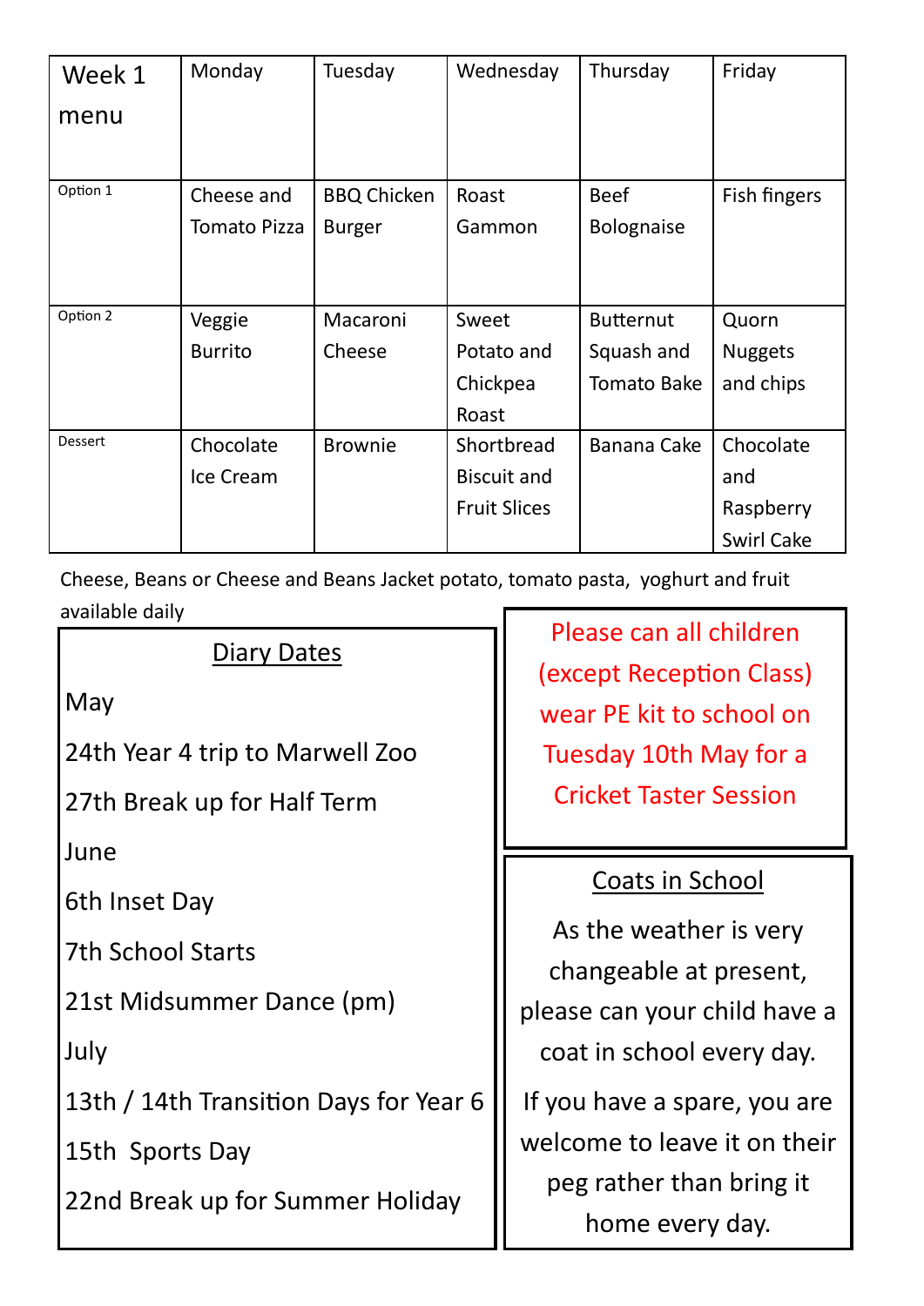| Week 1 menu | Monday | Tuesday | Wednesday | Thursday | Friday |
|---|---|---|---|---|---|
| Option 1 | Cheese and Tomato Pizza | BBQ Chicken Burger | Roast Gammon | Beef Bolognaise | Fish fingers |
| Option 2 | Veggie Burrito | Macaroni Cheese | Sweet Potato and Chickpea Roast | Butternut Squash and Tomato Bake | Quorn Nuggets and chips |
| Dessert | Chocolate Ice Cream | Brownie | Shortbread Biscuit and Fruit Slices | Banana Cake | Chocolate and Raspberry Swirl Cake |

Cheese, Beans or Cheese and Beans Jacket potato, tomato pasta, yoghurt and fruit available daily

## Diary Dates

May

24th Year 4 trip to Marwell Zoo

27th Break up for Half Term

June

6th Inset Day

7th School Starts

21st Midsummer Dance (pm)

July

13th / 14th Transition Days for Year 6

15th Sports Day

22nd Break up for Summer Holiday

**Please can all children (except Reception Class) wear PE kit to school on Tuesday 10th May for a Cricket Taster Session**

## Coats in School

As the weather is very changeable at present, please can your child have a coat in school every day.

If you have a spare, you are welcome to leave it on their peg rather than bring it home every day.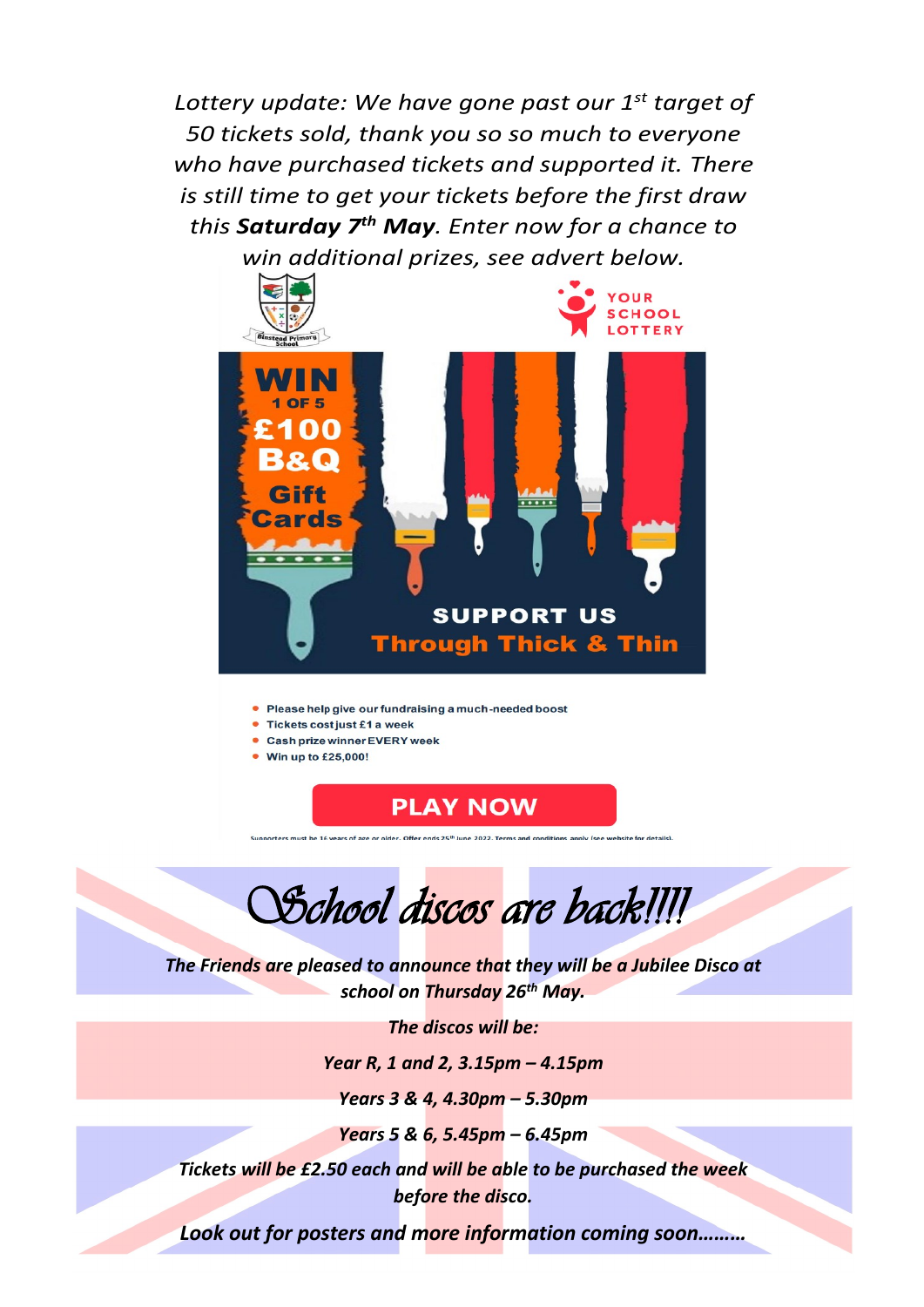*Lottery update: We have gone past our 1st target of 50 tickets sold, thank you so so much to everyone who have purchased tickets and supported it. There is still time to get your tickets before the first draw this **Saturday 7th May**. Enter now for a chance to win additional prizes, see advert below.*

Binstead Primary School

YOUR SCHOOL LOTTERY

**WIN 1 OF 5 £100 B&Q Gift Cards**

**SUPPORT US Through Thick & Thin**

- Please help give our fundraising a much-needed boost
- Tickets cost just £1 a week
- Cash prize winner EVERY week
- Win up to £25,000!

**PLAY NOW**

Supporters must be 16 years of age or older. Offer ends 25th June 2022. Terms and conditions apply (see website for details).

# *School discos are back!!!!*

*The Friends are pleased to announce that they will be a Jubilee Disco at school on Thursday 26th May.*

*The discos will be:*

*Year R, 1 and 2, 3.15pm – 4.15pm*

*Years 3 & 4, 4.30pm – 5.30pm*

*Years 5 & 6, 5.45pm – 6.45pm*

*Tickets will be £2.50 each and will be able to be purchased the week before the disco.*

*Look out for posters and more information coming soon………*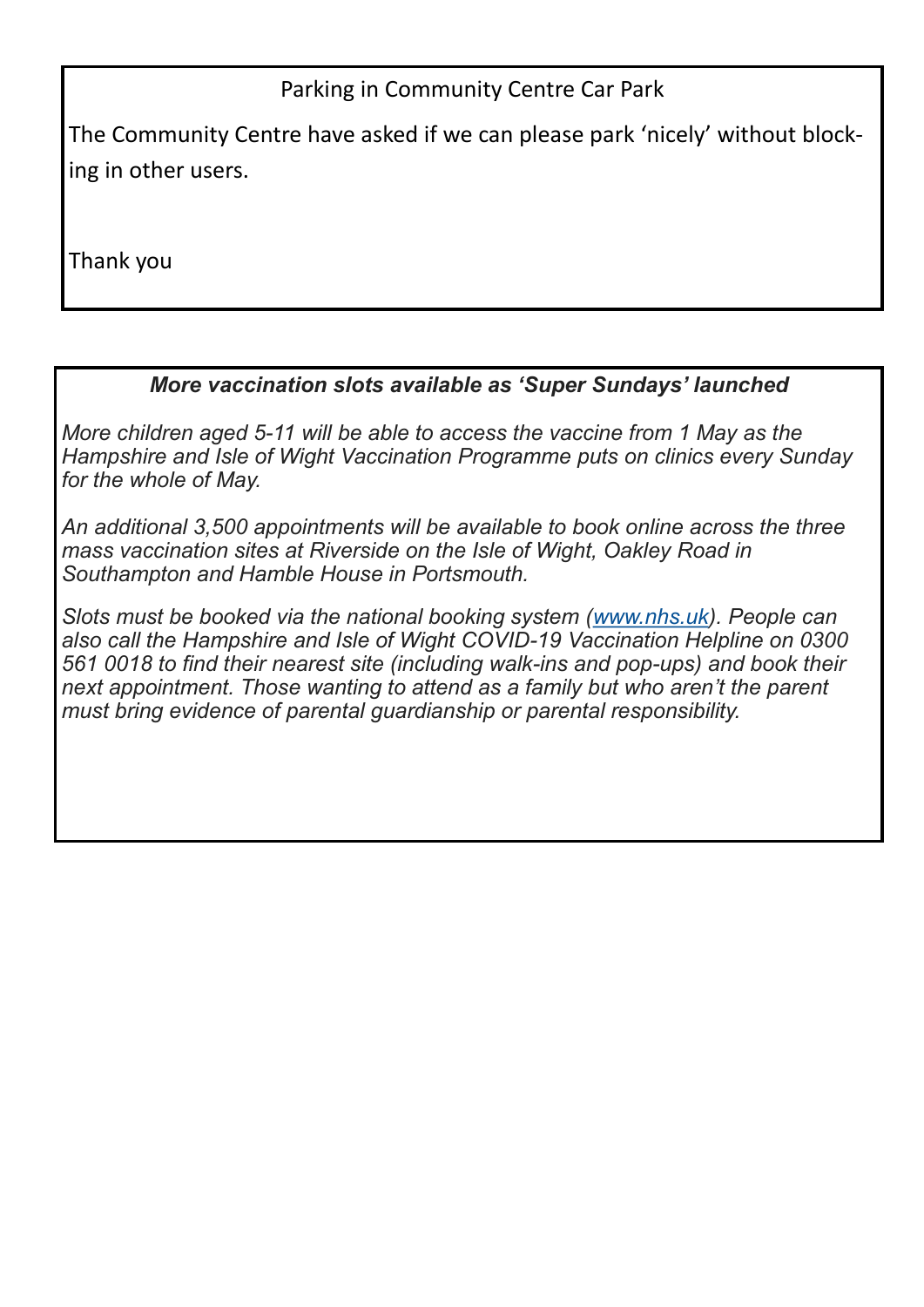## Parking in Community Centre Car Park

The Community Centre have asked if we can please park 'nicely' without blocking in other users.

Thank you

### *More vaccination slots available as 'Super Sundays' launched*

*More children aged 5-11 will be able to access the vaccine from 1 May as the Hampshire and Isle of Wight Vaccination Programme puts on clinics every Sunday for the whole of May.*

*An additional 3,500 appointments will be available to book online across the three mass vaccination sites at Riverside on the Isle of Wight, Oakley Road in Southampton and Hamble House in Portsmouth.*

*Slots must be booked via the national booking system ([www.nhs.uk](http://www.nhs.uk)). People can also call the Hampshire and Isle of Wight COVID-19 Vaccination Helpline on 0300 561 0018 to find their nearest site (including walk-ins and pop-ups) and book their next appointment. Those wanting to attend as a family but who aren't the parent must bring evidence of parental guardianship or parental responsibility.*